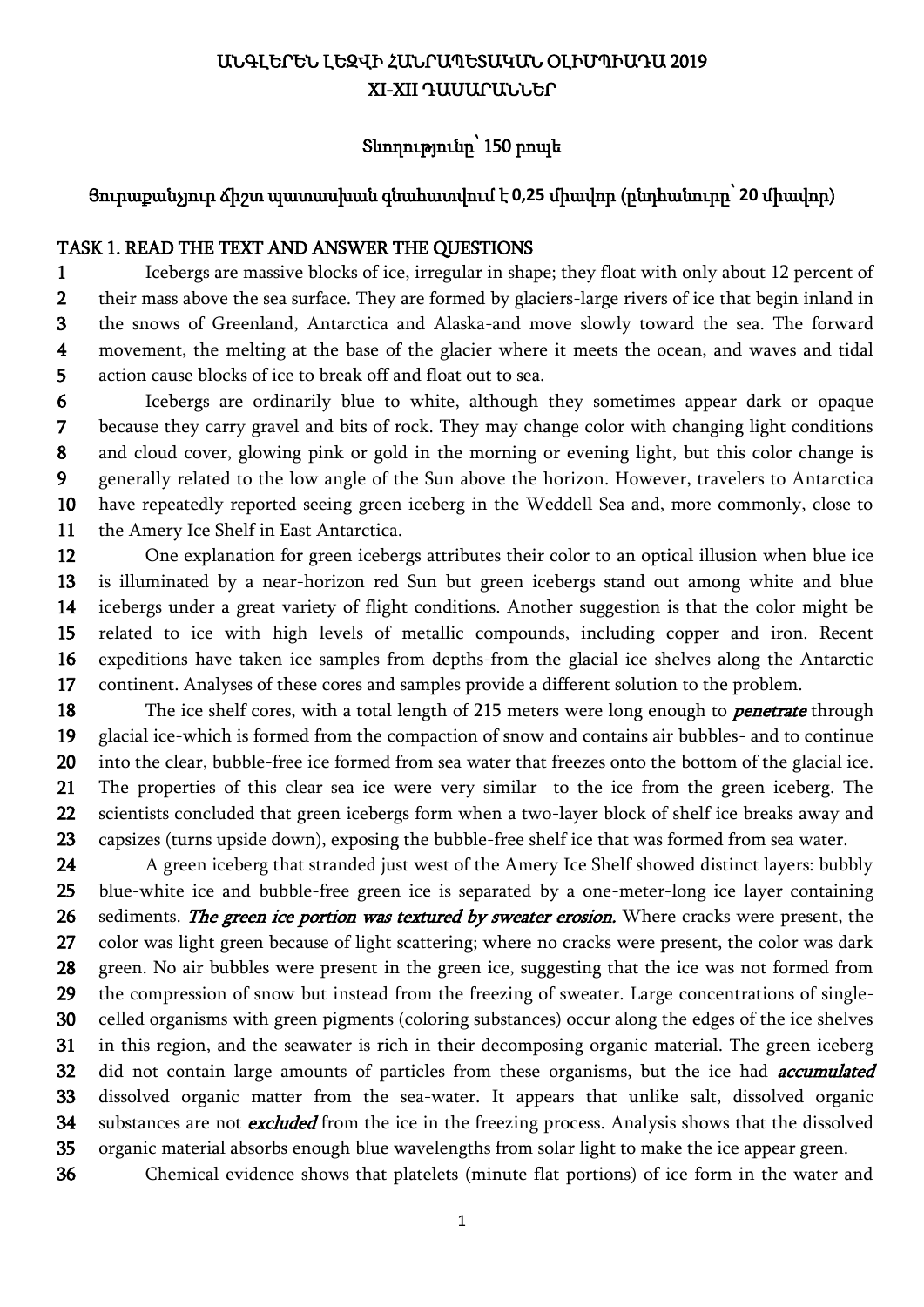# ԱՆԳԼԵՐԵՆ ԼԵԶՎԻ ՀԱՆՐԱՊԵՏԱԿԱՆ ՕԼԻՄՊԻԱԴԱ 2019
## XI-XII ԴԱՍԱՐԱՆՆԵՐ

### Տևողությունը՝ 150 րոպե

### Յուրաքանչյուր ճիշտ պատասխան գնահատվում է 0,25 միավոր (ընդհանուրը՝ 20 միավոր)

TASK 1. READ THE TEXT AND ANSWER THE QUESTIONS

1 Icebergs are massive blocks of ice, irregular in shape; they float with only about 12 percent of
2 their mass above the sea surface. They are formed by glaciers-large rivers of ice that begin inland in
3 the snows of Greenland, Antarctica and Alaska-and move slowly toward the sea. The forward
4 movement, the melting at the base of the glacier where it meets the ocean, and waves and tidal
5 action cause blocks of ice to break off and float out to sea.

6 Icebergs are ordinarily blue to white, although they sometimes appear dark or opaque
7 because they carry gravel and bits of rock. They may change color with changing light conditions
8 and cloud cover, glowing pink or gold in the morning or evening light, but this color change is
9 generally related to the low angle of the Sun above the horizon. However, travelers to Antarctica
10 have repeatedly reported seeing green iceberg in the Weddell Sea and, more commonly, close to
11 the Amery Ice Shelf in East Antarctica.

12 One explanation for green icebergs attributes their color to an optical illusion when blue ice
13 is illuminated by a near-horizon red Sun but green icebergs stand out among white and blue
14 icebergs under a great variety of flight conditions. Another suggestion is that the color might be
15 related to ice with high levels of metallic compounds, including copper and iron. Recent
16 expeditions have taken ice samples from depths-from the glacial ice shelves along the Antarctic
17 continent. Analyses of these cores and samples provide a different solution to the problem.

18 The ice shelf cores, with a total length of 215 meters were long enough to ***penetrate*** through
19 glacial ice-which is formed from the compaction of snow and contains air bubbles- and to continue
20 into the clear, bubble-free ice formed from sea water that freezes onto the bottom of the glacial ice.
21 The properties of this clear sea ice were very similar to the ice from the green iceberg. The
22 scientists concluded that green icebergs form when a two-layer block of shelf ice breaks away and
23 capsizes (turns upside down), exposing the bubble-free shelf ice that was formed from sea water.

24 A green iceberg that stranded just west of the Amery Ice Shelf showed distinct layers: bubbly
25 blue-white ice and bubble-free green ice is separated by a one-meter-long ice layer containing
26 sediments. ***The green ice portion was textured by sweater erosion.*** Where cracks were present, the
27 color was light green because of light scattering; where no cracks were present, the color was dark
28 green. No air bubbles were present in the green ice, suggesting that the ice was not formed from
29 the compression of snow but instead from the freezing of sweater. Large concentrations of single-
30 celled organisms with green pigments (coloring substances) occur along the edges of the ice shelves
31 in this region, and the seawater is rich in their decomposing organic material. The green iceberg
32 did not contain large amounts of particles from these organisms, but the ice had ***accumulated***
33 dissolved organic matter from the sea-water. It appears that unlike salt, dissolved organic
34 substances are not ***excluded*** from the ice in the freezing process. Analysis shows that the dissolved
35 organic material absorbs enough blue wavelengths from solar light to make the ice appear green.

36 Chemical evidence shows that platelets (minute flat portions) of ice form in the water and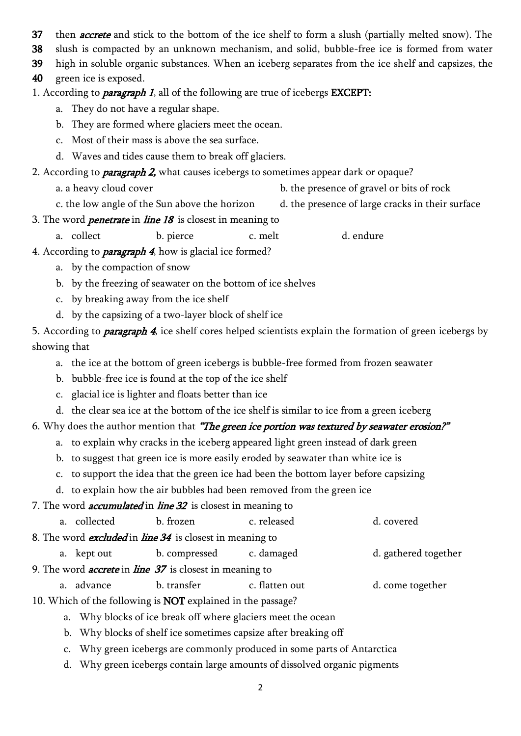37 then ***accrete*** and stick to the bottom of the ice shelf to form a slush (partially melted snow). The
38 slush is compacted by an unknown mechanism, and solid, bubble-free ice is formed from water
39 high in soluble organic substances. When an iceberg separates from the ice shelf and capsizes, the
40 green ice is exposed.

1. According to ***paragraph 1***, all of the following are true of icebergs **EXCEPT:**
   a. They do not have a regular shape.
   b. They are formed where glaciers meet the ocean.
   c. Most of their mass is above the sea surface.
   d. Waves and tides cause them to break off glaciers.

2. According to ***paragraph 2,*** what causes icebergs to sometimes appear dark or opaque?
   a. a heavy cloud cover
   b. the presence of gravel or bits of rock
   c. the low angle of the Sun above the horizon
   d. the presence of large cracks in their surface

3. The word ***penetrate*** in ***line 18*** is closest in meaning to
   a. collect  b. pierce  c. melt  d. endure

4. According to ***paragraph 4***, how is glacial ice formed?
   a. by the compaction of snow
   b. by the freezing of seawater on the bottom of ice shelves
   c. by breaking away from the ice shelf
   d. by the capsizing of a two-layer block of shelf ice

5. According to ***paragraph 4***, ice shelf cores helped scientists explain the formation of green icebergs by showing that
   a. the ice at the bottom of green icebergs is bubble-free formed from frozen seawater
   b. bubble-free ice is found at the top of the ice shelf
   c. glacial ice is lighter and floats better than ice
   d. the clear sea ice at the bottom of the ice shelf is similar to ice from a green iceberg

6. Why does the author mention that ***"The green ice portion was textured by seawater erosion?"***
   a. to explain why cracks in the iceberg appeared light green instead of dark green
   b. to suggest that green ice is more easily eroded by seawater than white ice is
   c. to support the idea that the green ice had been the bottom layer before capsizing
   d. to explain how the air bubbles had been removed from the green ice

7. The word ***accumulated*** in ***line 32*** is closest in meaning to
   a. collected  b. frozen  c. released  d. covered

8. The word ***excluded*** in ***line 34*** is closest in meaning to
   a. kept out  b. compressed  c. damaged  d. gathered together

9. The word ***accrete*** in ***line 37*** is closest in meaning to
   a. advance  b. transfer  c. flatten out  d. come together

10. Which of the following is **NOT** explained in the passage?
   a. Why blocks of ice break off where glaciers meet the ocean
   b. Why blocks of shelf ice sometimes capsize after breaking off
   c. Why green icebergs are commonly produced in some parts of Antarctica
   d. Why green icebergs contain large amounts of dissolved organic pigments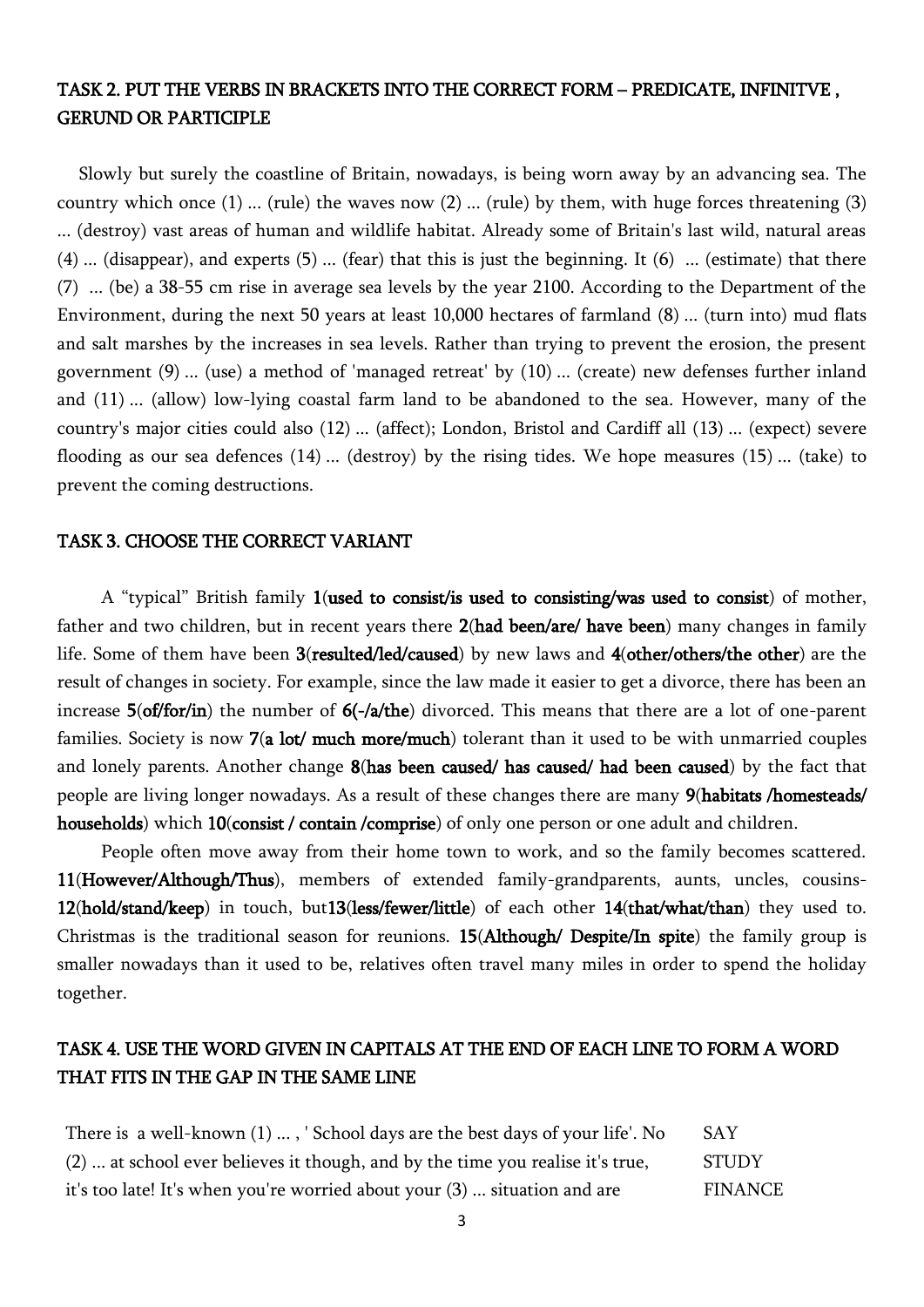## TASK 2. PUT THE VERBS IN BRACKETS INTO THE CORRECT FORM – PREDICATE, INFINITVE , GERUND OR PARTICIPLE

Slowly but surely the coastline of Britain, nowadays, is being worn away by an advancing sea. The country which once (1) ... (rule) the waves now (2) ... (rule) by them, with huge forces threatening (3) ... (destroy) vast areas of human and wildlife habitat. Already some of Britain's last wild, natural areas (4) ... (disappear), and experts (5) ... (fear) that this is just the beginning. It (6) ... (estimate) that there (7) ... (be) a 38-55 cm rise in average sea levels by the year 2100. According to the Department of the Environment, during the next 50 years at least 10,000 hectares of farmland (8) ... (turn into) mud flats and salt marshes by the increases in sea levels. Rather than trying to prevent the erosion, the present government (9) ... (use) a method of 'managed retreat' by (10) ... (create) new defenses further inland and (11) ... (allow) low-lying coastal farm land to be abandoned to the sea. However, many of the country's major cities could also (12) ... (affect); London, Bristol and Cardiff all (13) ... (expect) severe flooding as our sea defences (14) ... (destroy) by the rising tides. We hope measures (15) ... (take) to prevent the coming destructions.

## TASK 3. CHOOSE THE CORRECT VARIANT

A "typical" British family 1(**used to consist/is used to consisting/was used to consist**) of mother, father and two children, but in recent years there 2(**had been/are/ have been**) many changes in family life. Some of them have been 3(**resulted/led/caused**) by new laws and 4(**other/others/the other**) are the result of changes in society. For example, since the law made it easier to get a divorce, there has been an increase 5(**of/for/in**) the number of 6(**-/a/the**) divorced. This means that there are a lot of one-parent families. Society is now 7(**a lot/ much more/much**) tolerant than it used to be with unmarried couples and lonely parents. Another change 8(**has been caused/ has caused/ had been caused**) by the fact that people are living longer nowadays. As a result of these changes there are many 9(**habitats /homesteads/ households**) which 10(**consist / contain /comprise**) of only one person or one adult and children.

People often move away from their home town to work, and so the family becomes scattered. 11(**However/Although/Thus**), members of extended family-grandparents, aunts, uncles, cousins- 12(**hold/stand/keep**) in touch, but13(**less/fewer/little**) of each other 14(**that/what/than**) they used to. Christmas is the traditional season for reunions. 15(**Although/ Despite/In spite**) the family group is smaller nowadays than it used to be, relatives often travel many miles in order to spend the holiday together.

## TASK 4. USE THE WORD GIVEN IN CAPITALS AT THE END OF EACH LINE TO FORM A WORD THAT FITS IN THE GAP IN THE SAME LINE

| | |
|---|---|
| There is a well-known (1) ... , ' School days are the best days of your life'. No | SAY |
| (2) ... at school ever believes it though, and by the time you realise it's true, | STUDY |
| it's too late! It's when you're worried about your (3) ... situation and are | FINANCE |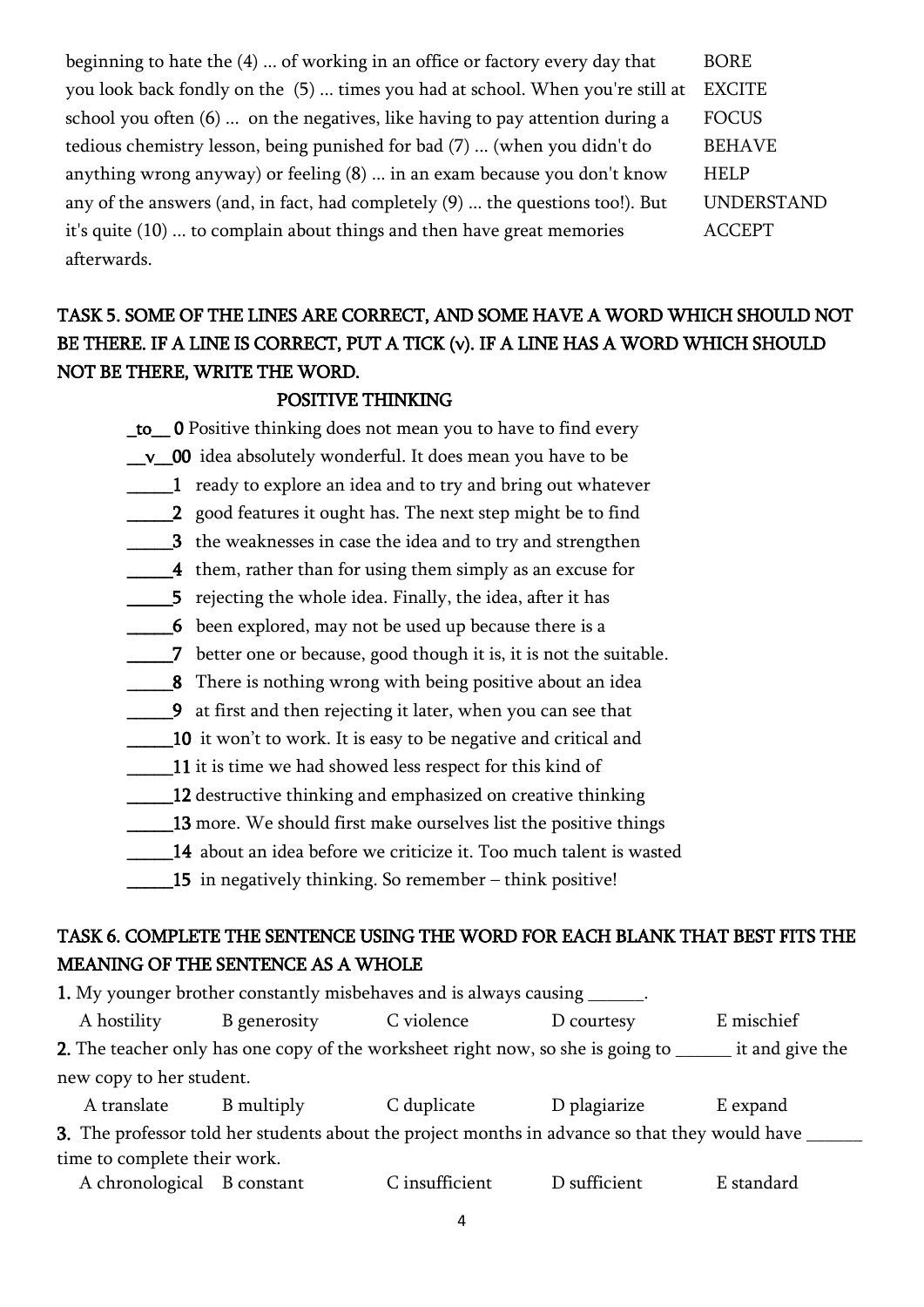| | |
|---|---|
| beginning to hate the (4) ... of working in an office or factory every day that | BORE |
| you look back fondly on the (5) ... times you had at school. When you're still at | EXCITE |
| school you often (6) ... on the negatives, like having to pay attention during a | FOCUS |
| tedious chemistry lesson, being punished for bad (7) ... (when you didn't do | BEHAVE |
| anything wrong anyway) or feeling (8) ... in an exam because you don't know | HELP |
| any of the answers (and, in fact, had completely (9) ... the questions too!). But | UNDERSTAND |
| it's quite (10) ... to complain about things and then have great memories | ACCEPT |
| afterwards. | |

## TASK 5. SOME OF THE LINES ARE CORRECT, AND SOME HAVE A WORD WHICH SHOULD NOT BE THERE. IF A LINE IS CORRECT, PUT A TICK (v). IF A LINE HAS A WORD WHICH SHOULD NOT BE THERE, WRITE THE WORD.

### POSITIVE THINKING

_to__ **0** Positive thinking does not mean you to have to find every
__v__**00** idea absolutely wonderful. It does mean you have to be
_____**1** ready to explore an idea and to try and bring out whatever
_____**2** good features it ought has. The next step might be to find
_____**3** the weaknesses in case the idea and to try and strengthen
_____**4** them, rather than for using them simply as an excuse for
_____**5** rejecting the whole idea. Finally, the idea, after it has
_____**6** been explored, may not be used up because there is a
_____**7** better one or because, good though it is, it is not the suitable.
_____**8** There is nothing wrong with being positive about an idea
_____**9** at first and then rejecting it later, when you can see that
_____**10** it won't to work. It is easy to be negative and critical and
_____**11** it is time we had showed less respect for this kind of
_____**12** destructive thinking and emphasized on creative thinking
_____**13** more. We should first make ourselves list the positive things
_____**14** about an idea before we criticize it. Too much talent is wasted
_____**15** in negatively thinking. So remember – think positive!

## TASK 6. COMPLETE THE SENTENCE USING THE WORD FOR EACH BLANK THAT BEST FITS THE MEANING OF THE SENTENCE AS A WHOLE

**1.** My younger brother constantly misbehaves and is always causing ______.

A hostility B generosity C violence D courtesy E mischief

**2.** The teacher only has one copy of the worksheet right now, so she is going to ______ it and give the new copy to her student.

A translate B multiply C duplicate D plagiarize E expand

**3.** The professor told her students about the project months in advance so that they would have ______ time to complete their work.

A chronological B constant C insufficient D sufficient E standard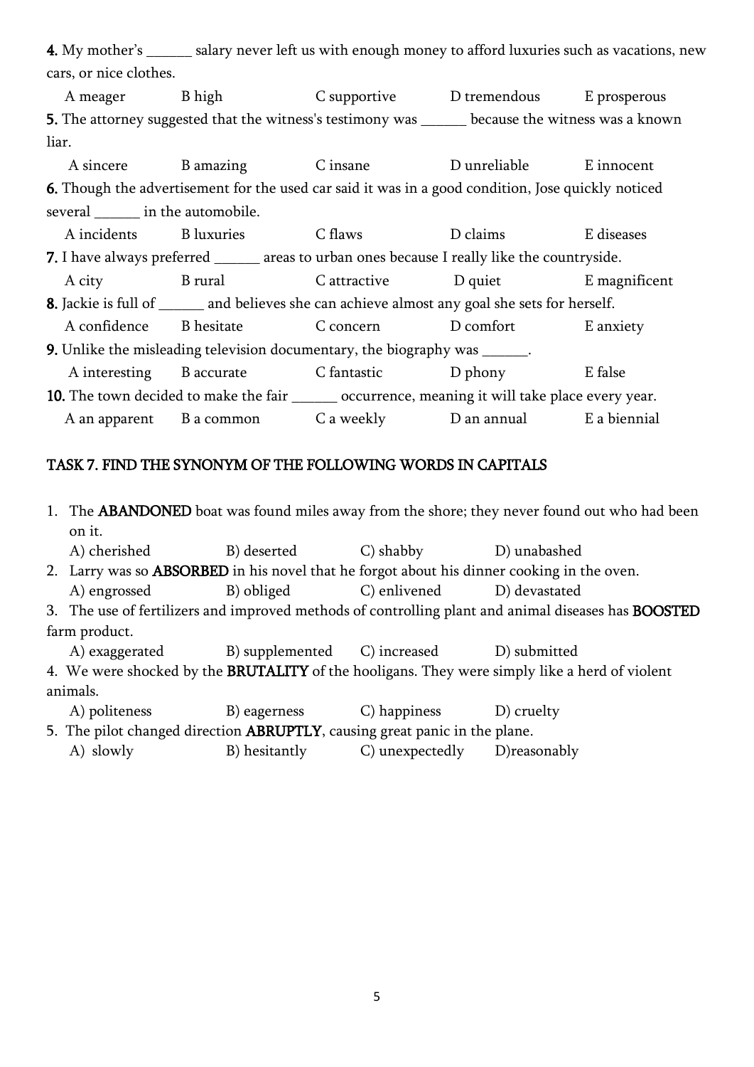**4.** My mother's ______ salary never left us with enough money to afford luxuries such as vacations, new cars, or nice clothes.

A meager B high C supportive D tremendous E prosperous

**5.** The attorney suggested that the witness's testimony was ______ because the witness was a known liar.

A sincere B amazing C insane D unreliable E innocent

**6.** Though the advertisement for the used car said it was in a good condition, Jose quickly noticed several ______ in the automobile.

A incidents B luxuries C flaws D claims E diseases

**7.** I have always preferred ______ areas to urban ones because I really like the countryside.

A city B rural C attractive D quiet E magnificent

**8.** Jackie is full of ______ and believes she can achieve almost any goal she sets for herself.

A confidence B hesitate C concern D comfort E anxiety

**9.** Unlike the misleading television documentary, the biography was ______.

A interesting B accurate C fantastic D phony E false

**10.** The town decided to make the fair ______ occurrence, meaning it will take place every year.

A an apparent B a common C a weekly D an annual E a biennial

## TASK 7. FIND THE SYNONYM OF THE FOLLOWING WORDS IN CAPITALS

1. The **ABANDONED** boat was found miles away from the shore; they never found out who had been on it.
   A) cherished B) deserted C) shabby D) unabashed
2. Larry was so **ABSORBED** in his novel that he forgot about his dinner cooking in the oven.
   A) engrossed B) obliged C) enlivened D) devastated
3. The use of fertilizers and improved methods of controlling plant and animal diseases has **BOOSTED** farm product.
   A) exaggerated B) supplemented C) increased D) submitted
4. We were shocked by the **BRUTALITY** of the hooligans. They were simply like a herd of violent animals.
   A) politeness B) eagerness C) happiness D) cruelty
5. The pilot changed direction **ABRUPTLY**, causing great panic in the plane.
   A) slowly B) hesitantly C) unexpectedly D)reasonably